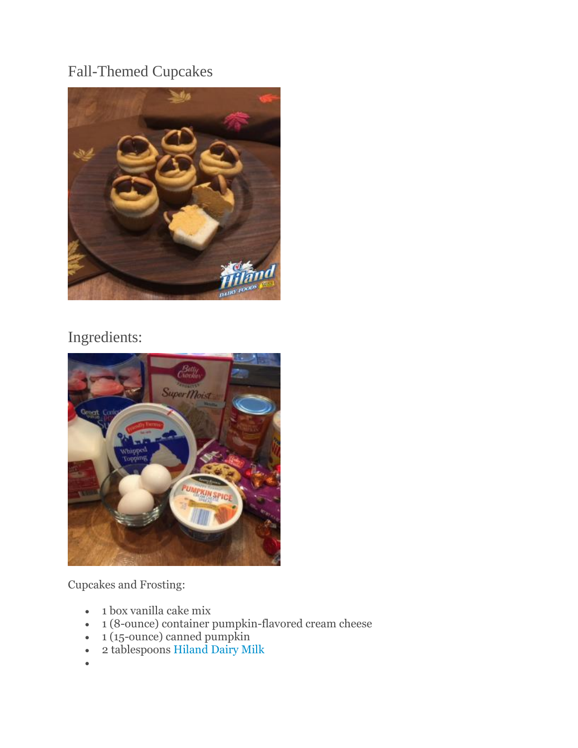# Fall-Themed Cupcakes

## Ingredients:

Cupcakes and Frosting:

- 1 box vanilla cake mix
- 1 (8-ounce) container pumpkin-flavored cream cheese
- 1 (15-ounce) canned pumpkin
- 2 tablespoons Hiland Dairy Milk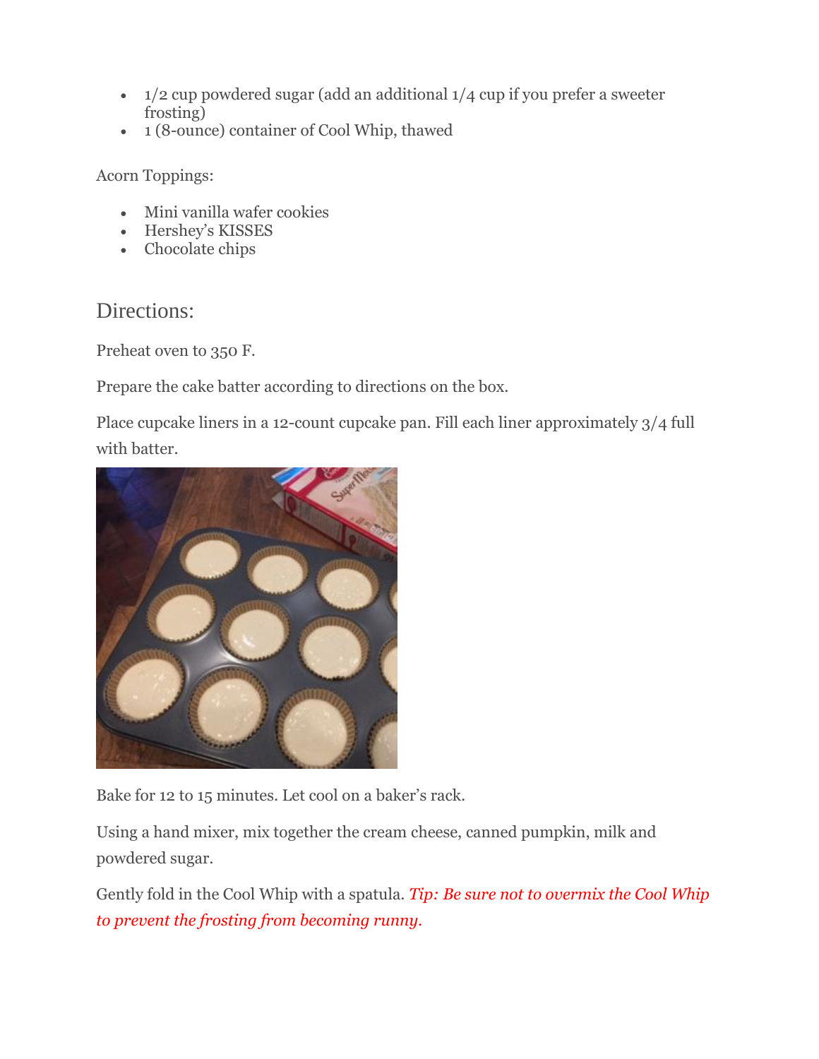- 1/2 cup powdered sugar (add an additional 1/4 cup if you prefer a sweeter frosting)
- 1 (8-ounce) container of Cool Whip, thawed

Acorn Toppings:

- Mini vanilla wafer cookies
- Hershey's KISSES
- Chocolate chips

## Directions:

Preheat oven to 350 F.

Prepare the cake batter according to directions on the box.

Place cupcake liners in a 12-count cupcake pan. Fill each liner approximately 3/4 full with batter.

Bake for 12 to 15 minutes. Let cool on a baker's rack.

Using a hand mixer, mix together the cream cheese, canned pumpkin, milk and powdered sugar.

Gently fold in the Cool Whip with a spatula. *Tip: Be sure not to overmix the Cool Whip to prevent the frosting from becoming runny.*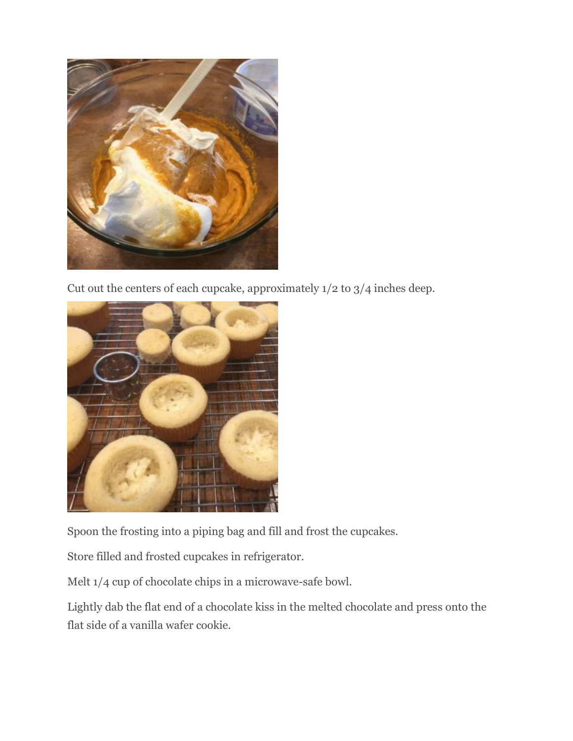Cut out the centers of each cupcake, approximately 1/2 to 3/4 inches deep.

Spoon the frosting into a piping bag and fill and frost the cupcakes.

Store filled and frosted cupcakes in refrigerator.

Melt 1/4 cup of chocolate chips in a microwave-safe bowl.

Lightly dab the flat end of a chocolate kiss in the melted chocolate and press onto the flat side of a vanilla wafer cookie.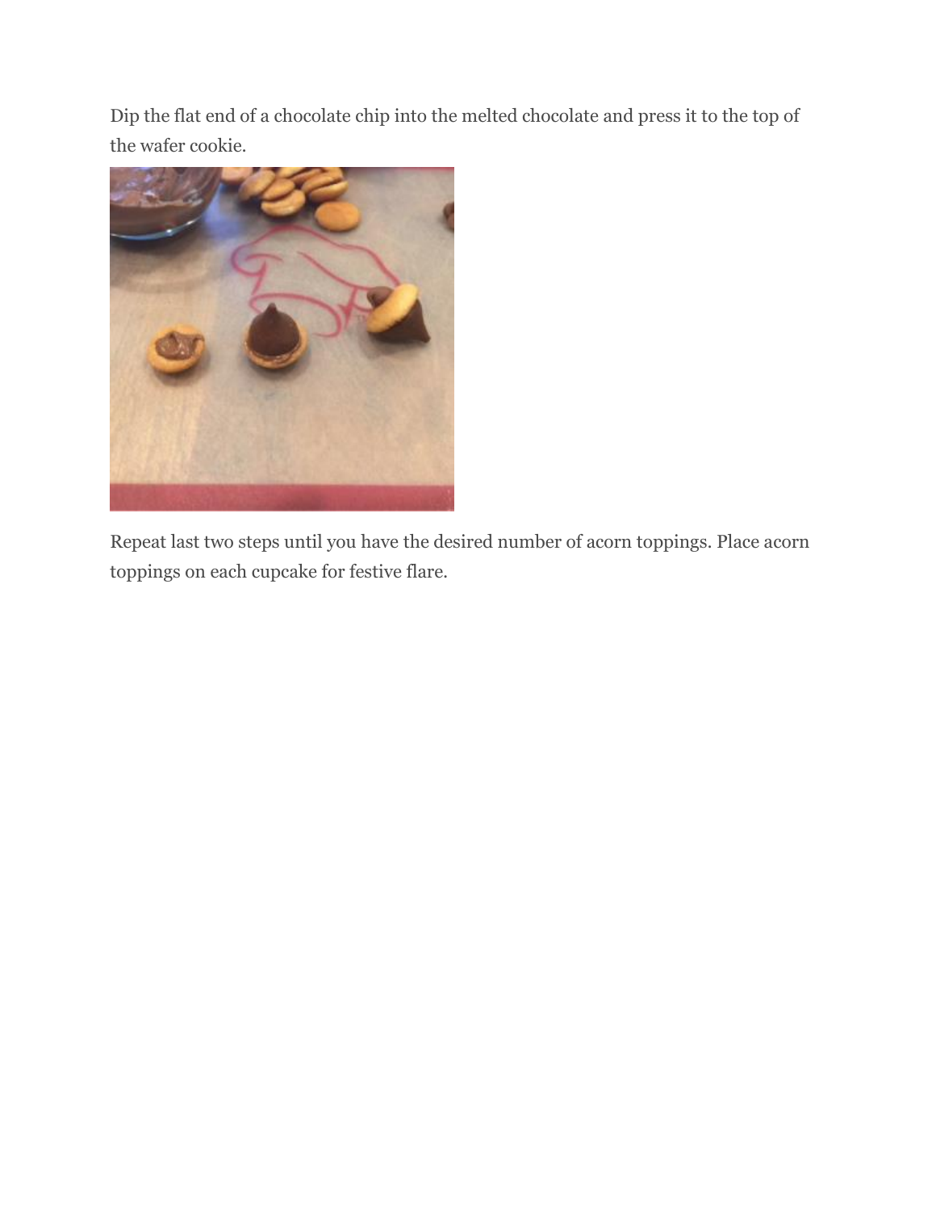Dip the flat end of a chocolate chip into the melted chocolate and press it to the top of the wafer cookie.

Repeat last two steps until you have the desired number of acorn toppings. Place acorn toppings on each cupcake for festive flare.